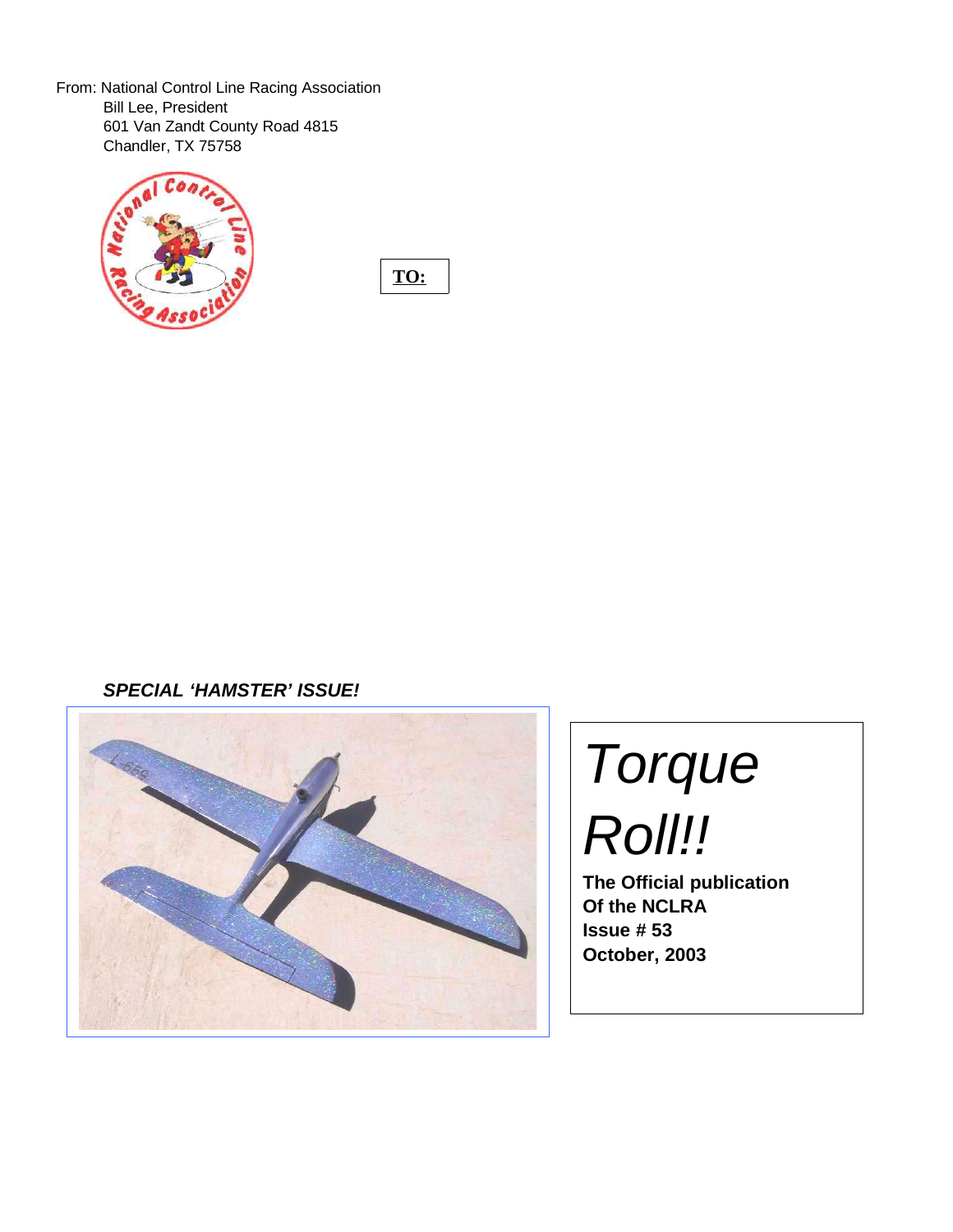From: National Control Line Racing Association
Bill Lee, President
601 Van Zandt County Road 4815
Chandler, TX 75758

**TO:**

***SPECIAL 'HAMSTER' ISSUE!***

# *Torque Roll!!*

**The Official publication**
**Of the NCLRA**
**Issue # 53**
**October, 2003**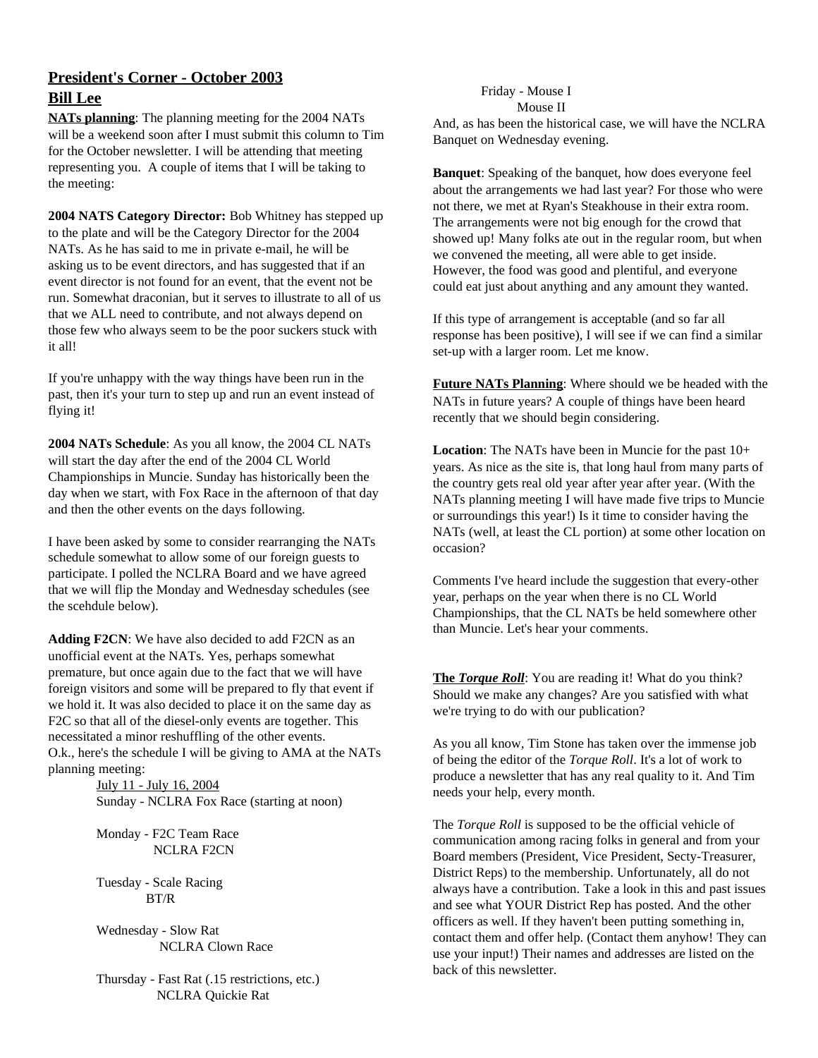## President's Corner - October 2003

## Bill Lee

**NATs planning**: The planning meeting for the 2004 NATs will be a weekend soon after I must submit this column to Tim for the October newsletter. I will be attending that meeting representing you. A couple of items that I will be taking to the meeting:

**2004 NATS Category Director:** Bob Whitney has stepped up to the plate and will be the Category Director for the 2004 NATs. As he has said to me in private e-mail, he will be asking us to be event directors, and has suggested that if an event director is not found for an event, that the event not be run. Somewhat draconian, but it serves to illustrate to all of us that we ALL need to contribute, and not always depend on those few who always seem to be the poor suckers stuck with it all!

If you're unhappy with the way things have been run in the past, then it's your turn to step up and run an event instead of flying it!

**2004 NATs Schedule**: As you all know, the 2004 CL NATs will start the day after the end of the 2004 CL World Championships in Muncie. Sunday has historically been the day when we start, with Fox Race in the afternoon of that day and then the other events on the days following.

I have been asked by some to consider rearranging the NATs schedule somewhat to allow some of our foreign guests to participate. I polled the NCLRA Board and we have agreed that we will flip the Monday and Wednesday schedules (see the scehdule below).

**Adding F2CN**: We have also decided to add F2CN as an unofficial event at the NATs. Yes, perhaps somewhat premature, but once again due to the fact that we will have foreign visitors and some will be prepared to fly that event if we hold it. It was also decided to place it on the same day as F2C so that all of the diesel-only events are together. This necessitated a minor reshuffling of the other events.

O.k., here's the schedule I will be giving to AMA at the NATs planning meeting:

July 11 - July 16, 2004

Sunday - NCLRA Fox Race (starting at noon)

Monday - F2C Team Race
NCLRA F2CN

Tuesday - Scale Racing
BT/R

Wednesday - Slow Rat
NCLRA Clown Race

Thursday - Fast Rat (.15 restrictions, etc.)
NCLRA Quickie Rat

Friday - Mouse I
Mouse II

And, as has been the historical case, we will have the NCLRA Banquet on Wednesday evening.

**Banquet**: Speaking of the banquet, how does everyone feel about the arrangements we had last year? For those who were not there, we met at Ryan's Steakhouse in their extra room. The arrangements were not big enough for the crowd that showed up! Many folks ate out in the regular room, but when we convened the meeting, all were able to get inside. However, the food was good and plentiful, and everyone could eat just about anything and any amount they wanted.

If this type of arrangement is acceptable (and so far all response has been positive), I will see if we can find a similar set-up with a larger room. Let me know.

**Future NATs Planning**: Where should we be headed with the NATs in future years? A couple of things have been heard recently that we should begin considering.

**Location**: The NATs have been in Muncie for the past 10+ years. As nice as the site is, that long haul from many parts of the country gets real old year after year after year. (With the NATs planning meeting I will have made five trips to Muncie or surroundings this year!) Is it time to consider having the NATs (well, at least the CL portion) at some other location on occasion?

Comments I've heard include the suggestion that every-other year, perhaps on the year when there is no CL World Championships, that the CL NATs be held somewhere other than Muncie. Let's hear your comments.

**The *Torque Roll***: You are reading it! What do you think? Should we make any changes? Are you satisfied with what we're trying to do with our publication?

As you all know, Tim Stone has taken over the immense job of being the editor of the *Torque Roll*. It's a lot of work to produce a newsletter that has any real quality to it. And Tim needs your help, every month.

The *Torque Roll* is supposed to be the official vehicle of communication among racing folks in general and from your Board members (President, Vice President, Secty-Treasurer, District Reps) to the membership. Unfortunately, all do not always have a contribution. Take a look in this and past issues and see what YOUR District Rep has posted. And the other officers as well. If they haven't been putting something in, contact them and offer help. (Contact them anyhow! They can use your input!) Their names and addresses are listed on the back of this newsletter.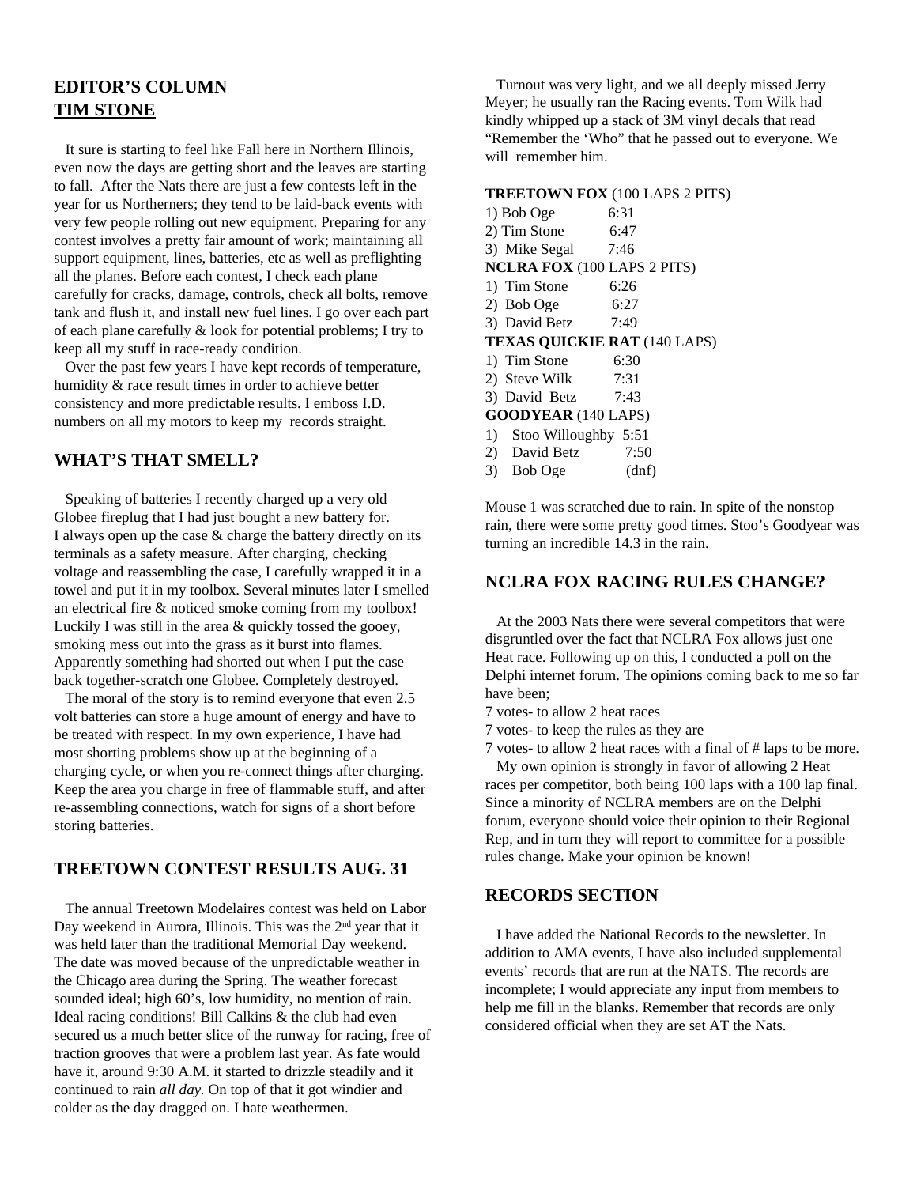## EDITOR'S COLUMN

## TIM STONE

It sure is starting to feel like Fall here in Northern Illinois, even now the days are getting short and the leaves are starting to fall. After the Nats there are just a few contests left in the year for us Northerners; they tend to be laid-back events with very few people rolling out new equipment. Preparing for any contest involves a pretty fair amount of work; maintaining all support equipment, lines, batteries, etc as well as preflighting all the planes. Before each contest, I check each plane carefully for cracks, damage, controls, check all bolts, remove tank and flush it, and install new fuel lines. I go over each part of each plane carefully & look for potential problems; I try to keep all my stuff in race-ready condition.

Over the past few years I have kept records of temperature, humidity & race result times in order to achieve better consistency and more predictable results. I emboss I.D. numbers on all my motors to keep my records straight.

## WHAT'S THAT SMELL?

Speaking of batteries I recently charged up a very old Globee fireplug that I had just bought a new battery for. I always open up the case & charge the battery directly on its terminals as a safety measure. After charging, checking voltage and reassembling the case, I carefully wrapped it in a towel and put it in my toolbox. Several minutes later I smelled an electrical fire & noticed smoke coming from my toolbox! Luckily I was still in the area & quickly tossed the gooey, smoking mess out into the grass as it burst into flames. Apparently something had shorted out when I put the case back together-scratch one Globee. Completely destroyed.

The moral of the story is to remind everyone that even 2.5 volt batteries can store a huge amount of energy and have to be treated with respect. In my own experience, I have had most shorting problems show up at the beginning of a charging cycle, or when you re-connect things after charging. Keep the area you charge in free of flammable stuff, and after re-assembling connections, watch for signs of a short before storing batteries.

## TREETOWN CONTEST RESULTS AUG. 31

The annual Treetown Modelaires contest was held on Labor Day weekend in Aurora, Illinois. This was the 2nd year that it was held later than the traditional Memorial Day weekend. The date was moved because of the unpredictable weather in the Chicago area during the Spring. The weather forecast sounded ideal; high 60's, low humidity, no mention of rain. Ideal racing conditions! Bill Calkins & the club had even secured us a much better slice of the runway for racing, free of traction grooves that were a problem last year. As fate would have it, around 9:30 A.M. it started to drizzle steadily and it continued to rain *all day.* On top of that it got windier and colder as the day dragged on. I hate weathermen.

Turnout was very light, and we all deeply missed Jerry Meyer; he usually ran the Racing events. Tom Wilk had kindly whipped up a stack of 3M vinyl decals that read "Remember the 'Who" that he passed out to everyone. We will remember him.

**TREETOWN FOX** (100 LAPS 2 PITS)
1) Bob Oge 6:31
2) Tim Stone 6:47
3) Mike Segal 7:46

**NCLRA FOX** (100 LAPS 2 PITS)
1) Tim Stone 6:26
2) Bob Oge 6:27
3) David Betz 7:49

**TEXAS QUICKIE RAT** (140 LAPS)
1) Tim Stone 6:30
2) Steve Wilk 7:31
3) David Betz 7:43

**GOODYEAR** (140 LAPS)
1) Stoo Willoughby 5:51
2) David Betz 7:50
3) Bob Oge (dnf)

Mouse 1 was scratched due to rain. In spite of the nonstop rain, there were some pretty good times. Stoo's Goodyear was turning an incredible 14.3 in the rain.

## NCLRA FOX RACING RULES CHANGE?

At the 2003 Nats there were several competitors that were disgruntled over the fact that NCLRA Fox allows just one Heat race. Following up on this, I conducted a poll on the Delphi internet forum. The opinions coming back to me so far have been;

7 votes- to allow 2 heat races
7 votes- to keep the rules as they are
7 votes- to allow 2 heat races with a final of # laps to be more.

My own opinion is strongly in favor of allowing 2 Heat races per competitor, both being 100 laps with a 100 lap final. Since a minority of NCLRA members are on the Delphi forum, everyone should voice their opinion to their Regional Rep, and in turn they will report to committee for a possible rules change. Make your opinion be known!

## RECORDS SECTION

I have added the National Records to the newsletter. In addition to AMA events, I have also included supplemental events' records that are run at the NATS. The records are incomplete; I would appreciate any input from members to help me fill in the blanks. Remember that records are only considered official when they are set AT the Nats.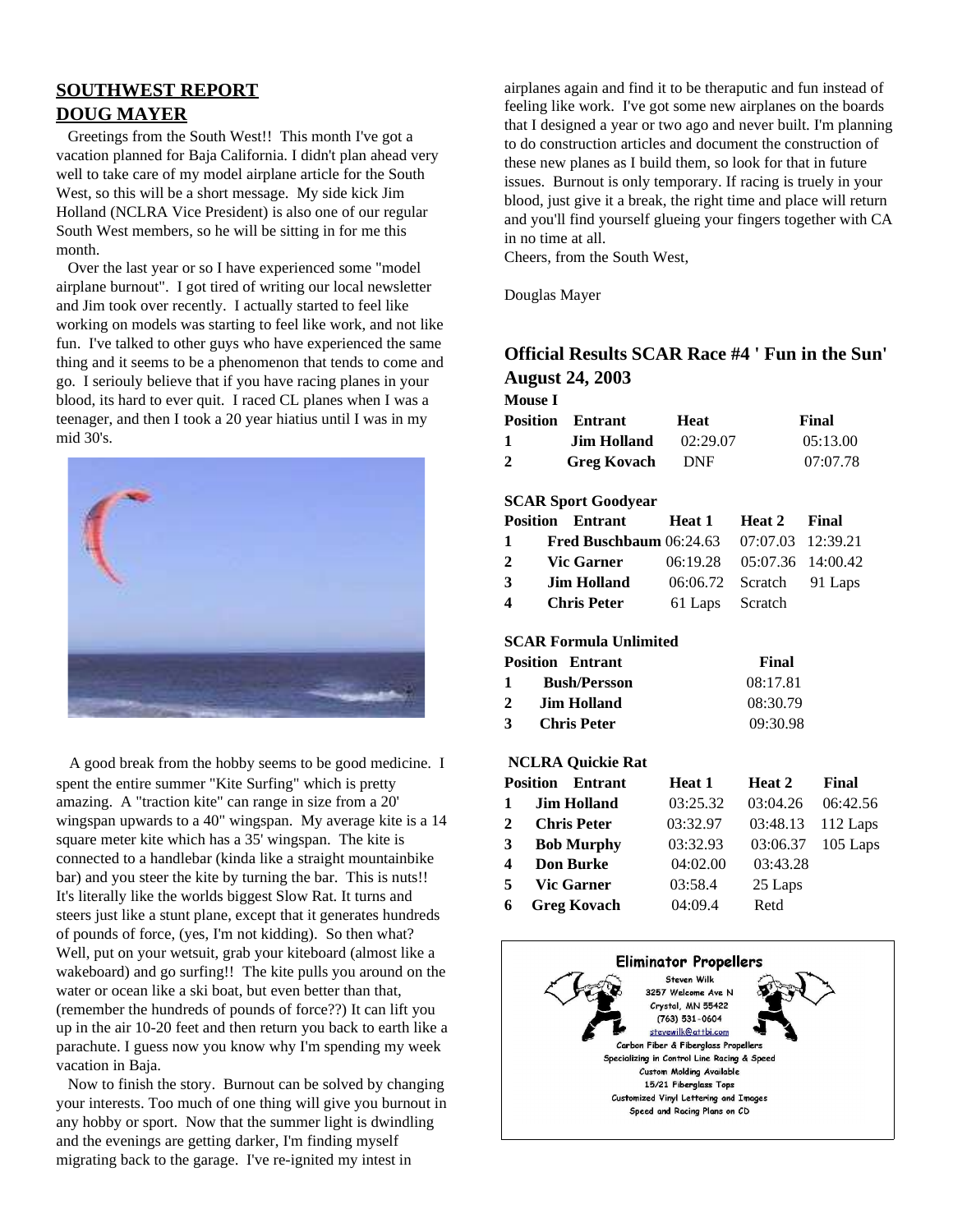## SOUTHWEST REPORT
## DOUG MAYER

Greetings from the South West!! This month I've got a vacation planned for Baja California. I didn't plan ahead very well to take care of my model airplane article for the South West, so this will be a short message. My side kick Jim Holland (NCLRA Vice President) is also one of our regular South West members, so he will be sitting in for me this month.

Over the last year or so I have experienced some "model airplane burnout". I got tired of writing our local newsletter and Jim took over recently. I actually started to feel like working on models was starting to feel like work, and not like fun. I've talked to other guys who have experienced the same thing and it seems to be a phenomenon that tends to come and go. I seriouly believe that if you have racing planes in your blood, its hard to ever quit. I raced CL planes when I was a teenager, and then I took a 20 year hiatius until I was in my mid 30's.

A good break from the hobby seems to be good medicine. I spent the entire summer "Kite Surfing" which is pretty amazing. A "traction kite" can range in size from a 20' wingspan upwards to a 40" wingspan. My average kite is a 14 square meter kite which has a 35' wingspan. The kite is connected to a handlebar (kinda like a straight mountainbike bar) and you steer the kite by turning the bar. This is nuts!! It's literally like the worlds biggest Slow Rat. It turns and steers just like a stunt plane, except that it generates hundreds of pounds of force, (yes, I'm not kidding). So then what? Well, put on your wetsuit, grab your kiteboard (almost like a wakeboard) and go surfing!! The kite pulls you around on the water or ocean like a ski boat, but even better than that, (remember the hundreds of pounds of force??) It can lift you up in the air 10-20 feet and then return you back to earth like a parachute. I guess now you know why I'm spending my week vacation in Baja.

Now to finish the story. Burnout can be solved by changing your interests. Too much of one thing will give you burnout in any hobby or sport. Now that the summer light is dwindling and the evenings are getting darker, I'm finding myself migrating back to the garage. I've re-ignited my intest in airplanes again and find it to be theraputic and fun instead of feeling like work. I've got some new airplanes on the boards that I designed a year or two ago and never built. I'm planning to do construction articles and document the construction of these new planes as I build them, so look for that in future issues. Burnout is only temporary. If racing is truely in your blood, just give it a break, the right time and place will return and you'll find yourself glueing your fingers together with CA in no time at all.

Cheers, from the South West,

Douglas Mayer

## Official Results SCAR Race #4 ' Fun in the Sun' August 24, 2003

**Mouse I**

| Position | Entrant | Heat | Final |
|---|---|---|---|
| 1 | Jim Holland | 02:29.07 | 05:13.00 |
| 2 | Greg Kovach | DNF | 07:07.78 |

**SCAR Sport Goodyear**

| Position | Entrant | Heat 1 | Heat 2 | Final |
|---|---|---|---|---|
| 1 | Fred Buschbaum | 06:24.63 | 07:07.03 | 12:39.21 |
| 2 | Vic Garner | 06:19.28 | 05:07.36 | 14:00.42 |
| 3 | Jim Holland | 06:06.72 | Scratch | 91 Laps |
| 4 | Chris Peter | 61 Laps | Scratch | |

**SCAR Formula Unlimited**

| Position | Entrant | Final |
|---|---|---|
| 1 | Bush/Persson | 08:17.81 |
| 2 | Jim Holland | 08:30.79 |
| 3 | Chris Peter | 09:30.98 |

**NCLRA Quickie Rat**

| Position | Entrant | Heat 1 | Heat 2 | Final |
|---|---|---|---|---|
| 1 | Jim Holland | 03:25.32 | 03:04.26 | 06:42.56 |
| 2 | Chris Peter | 03:32.97 | 03:48.13 | 112 Laps |
| 3 | Bob Murphy | 03:32.93 | 03:06.37 | 105 Laps |
| 4 | Don Burke | 04:02.00 | 03:43.28 | |
| 5 | Vic Garner | 03:58.4 | 25 Laps | |
| 6 | Greg Kovach | 04:09.4 | Retd | |

**Eliminator Propellers**
Steven Wilk
3257 Welcome Ave N
Crystal, MN 55422
(763) 531-0604
stevewilk@attbi.com
Carbon Fiber & Fiberglass Propellers
Specializing in Control Line Racing & Speed
Custom Molding Available
15/21 Fiberglass Tops
Customized Vinyl Lettering and Images
Speed and Racing Plans on CD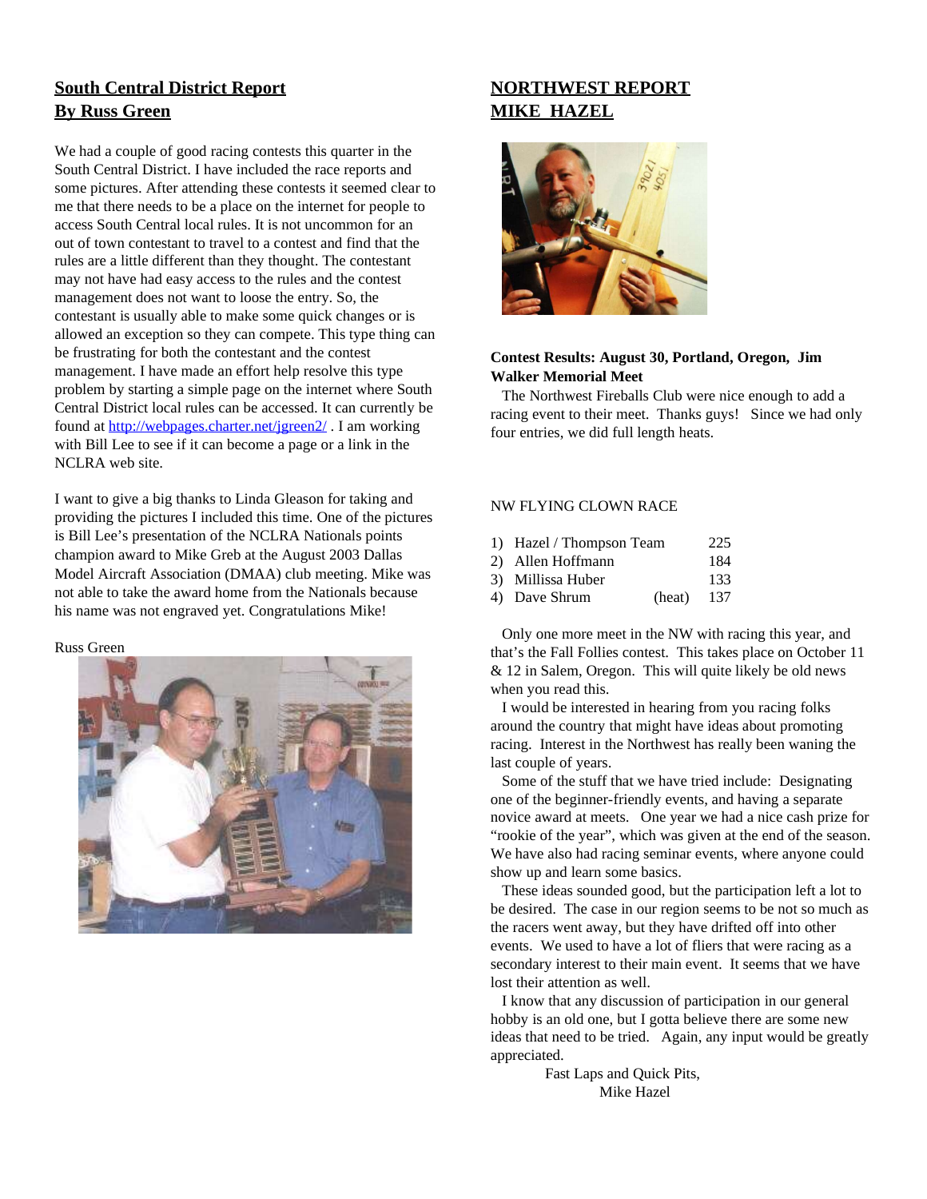## South Central District Report
## By Russ Green

We had a couple of good racing contests this quarter in the South Central District. I have included the race reports and some pictures. After attending these contests it seemed clear to me that there needs to be a place on the internet for people to access South Central local rules. It is not uncommon for an out of town contestant to travel to a contest and find that the rules are a little different than they thought. The contestant may not have had easy access to the rules and the contest management does not want to loose the entry. So, the contestant is usually able to make some quick changes or is allowed an exception so they can compete. This type thing can be frustrating for both the contestant and the contest management. I have made an effort help resolve this type problem by starting a simple page on the internet where South Central District local rules can be accessed. It can currently be found at http://webpages.charter.net/jgreen2/ . I am working with Bill Lee to see if it can become a page or a link in the NCLRA web site.

I want to give a big thanks to Linda Gleason for taking and providing the pictures I included this time. One of the pictures is Bill Lee's presentation of the NCLRA Nationals points champion award to Mike Greb at the August 2003 Dallas Model Aircraft Association (DMAA) club meeting. Mike was not able to take the award home from the Nationals because his name was not engraved yet. Congratulations Mike!

Russ Green

## NORTHWEST REPORT
## MIKE HAZEL

**Contest Results: August 30, Portland, Oregon, Jim Walker Memorial Meet**

The Northwest Fireballs Club were nice enough to add a racing event to their meet. Thanks guys! Since we had only four entries, we did full length heats.

NW FLYING CLOWN RACE

| | | | |
|---|---|---|---|
| 1) | Hazel / Thompson Team | | 225 |
| 2) | Allen Hoffmann | | 184 |
| 3) | Millissa Huber | | 133 |
| 4) | Dave Shrum | (heat) | 137 |

Only one more meet in the NW with racing this year, and that's the Fall Follies contest. This takes place on October 11 & 12 in Salem, Oregon. This will quite likely be old news when you read this.

I would be interested in hearing from you racing folks around the country that might have ideas about promoting racing. Interest in the Northwest has really been waning the last couple of years.

Some of the stuff that we have tried include: Designating one of the beginner-friendly events, and having a separate novice award at meets. One year we had a nice cash prize for "rookie of the year", which was given at the end of the season. We have also had racing seminar events, where anyone could show up and learn some basics.

These ideas sounded good, but the participation left a lot to be desired. The case in our region seems to be not so much as the racers went away, but they have drifted off into other events. We used to have a lot of fliers that were racing as a secondary interest to their main event. It seems that we have lost their attention as well.

I know that any discussion of participation in our general hobby is an old one, but I gotta believe there are some new ideas that need to be tried. Again, any input would be greatly appreciated.

Fast Laps and Quick Pits,
Mike Hazel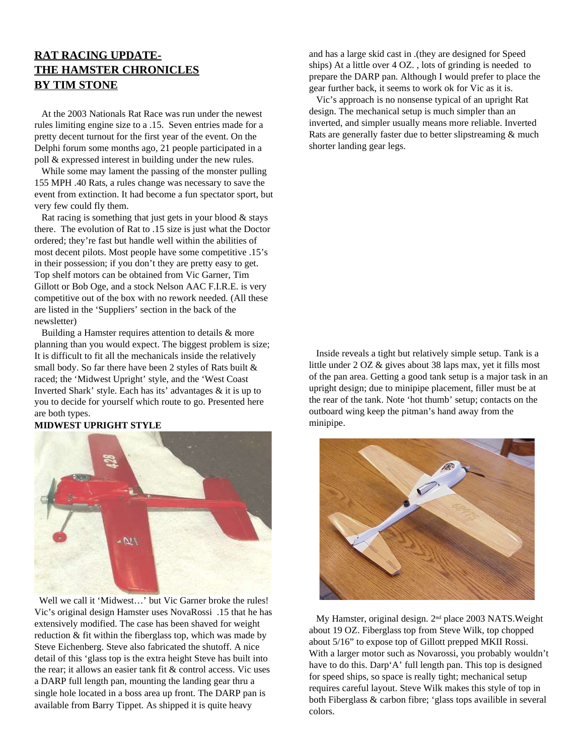## RAT RACING UPDATE-
## THE HAMSTER CHRONICLES
## BY TIM STONE

At the 2003 Nationals Rat Race was run under the newest rules limiting engine size to a .15. Seven entries made for a pretty decent turnout for the first year of the event. On the Delphi forum some months ago, 21 people participated in a poll & expressed interest in building under the new rules.

While some may lament the passing of the monster pulling 155 MPH .40 Rats, a rules change was necessary to save the event from extinction. It had become a fun spectator sport, but very few could fly them.

Rat racing is something that just gets in your blood & stays there. The evolution of Rat to .15 size is just what the Doctor ordered; they're fast but handle well within the abilities of most decent pilots. Most people have some competitive .15's in their possession; if you don't they are pretty easy to get. Top shelf motors can be obtained from Vic Garner, Tim Gillott or Bob Oge, and a stock Nelson AAC F.I.R.E. is very competitive out of the box with no rework needed. (All these are listed in the 'Suppliers' section in the back of the newsletter)

Building a Hamster requires attention to details & more planning than you would expect. The biggest problem is size; It is difficult to fit all the mechanicals inside the relatively small body. So far there have been 2 styles of Rats built & raced; the 'Midwest Upright' style, and the 'West Coast Inverted Shark' style. Each has its' advantages & it is up to you to decide for yourself which route to go. Presented here are both types.

**MIDWEST UPRIGHT STYLE**

Well we call it 'Midwest…' but Vic Garner broke the rules! Vic's original design Hamster uses NovaRossi .15 that he has extensively modified. The case has been shaved for weight reduction & fit within the fiberglass top, which was made by Steve Eichenberg. Steve also fabricated the shutoff. A nice detail of this 'glass top is the extra height Steve has built into the rear; it allows an easier tank fit & control access. Vic uses a DARP full length pan, mounting the landing gear thru a single hole located in a boss area up front. The DARP pan is available from Barry Tippet. As shipped it is quite heavy and has a large skid cast in .(they are designed for Speed ships) At a little over 4 OZ. , lots of grinding is needed to prepare the DARP pan. Although I would prefer to place the gear further back, it seems to work ok for Vic as it is.

Vic's approach is no nonsense typical of an upright Rat design. The mechanical setup is much simpler than an inverted, and simpler usually means more reliable. Inverted Rats are generally faster due to better slipstreaming & much shorter landing gear legs.

Inside reveals a tight but relatively simple setup. Tank is a little under 2 OZ & gives about 38 laps max, yet it fills most of the pan area. Getting a good tank setup is a major task in an upright design; due to minipipe placement, filler must be at the rear of the tank. Note 'hot thumb' setup; contacts on the outboard wing keep the pitman's hand away from the minipipe.

My Hamster, original design. 2nd place 2003 NATS.Weight about 19 OZ. Fiberglass top from Steve Wilk, top chopped about 5/16" to expose top of Gillott prepped MKII Rossi. With a larger motor such as Novarossi, you probably wouldn't have to do this. Darp'A' full length pan. This top is designed for speed ships, so space is really tight; mechanical setup requires careful layout. Steve Wilk makes this style of top in both Fiberglass & carbon fibre; 'glass tops availible in several colors.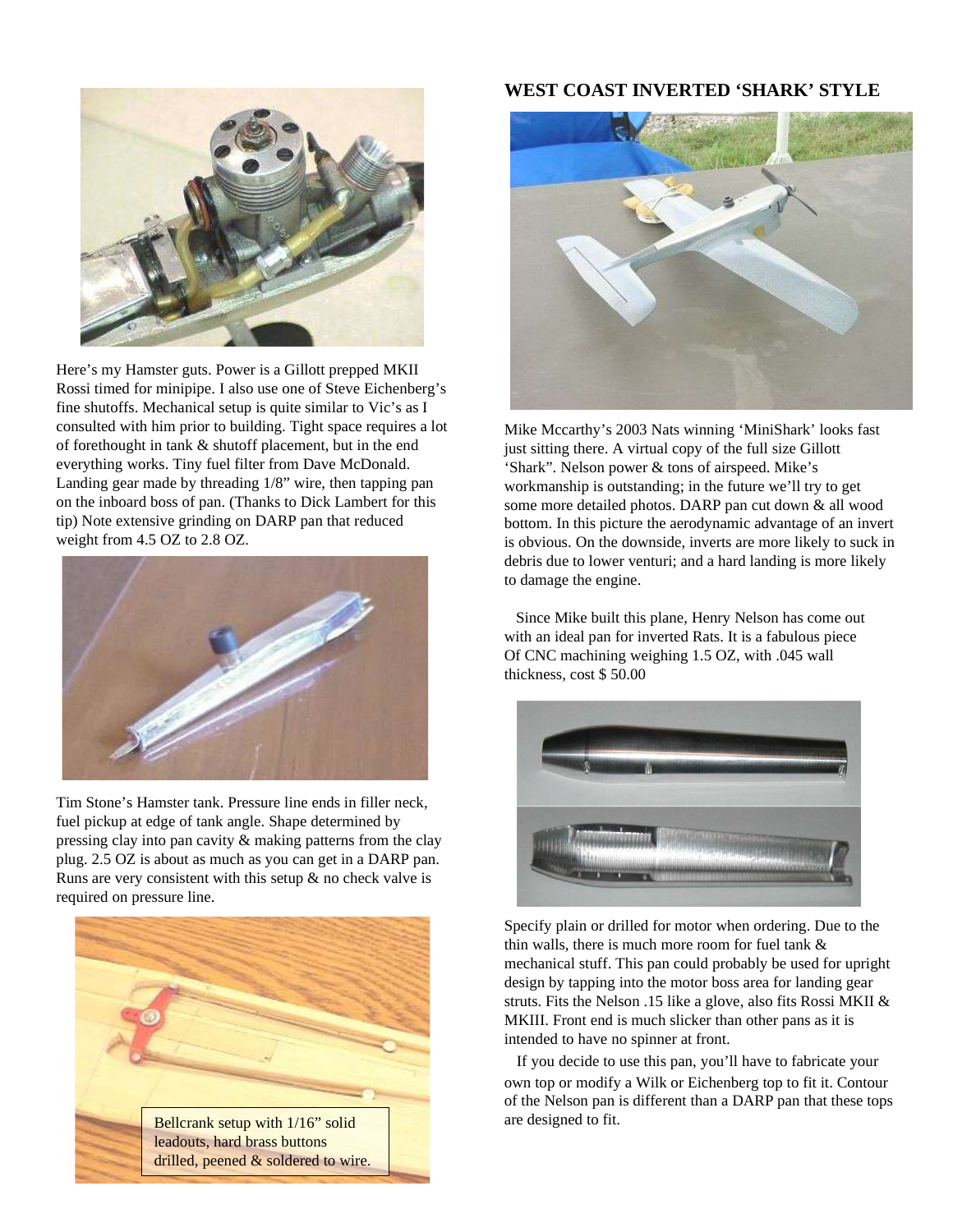Here's my Hamster guts. Power is a Gillott prepped MKII Rossi timed for minipipe. I also use one of Steve Eichenberg's fine shutoffs. Mechanical setup is quite similar to Vic's as I consulted with him prior to building. Tight space requires a lot of forethought in tank & shutoff placement, but in the end everything works. Tiny fuel filter from Dave McDonald. Landing gear made by threading 1/8" wire, then tapping pan on the inboard boss of pan. (Thanks to Dick Lambert for this tip) Note extensive grinding on DARP pan that reduced weight from 4.5 OZ to 2.8 OZ.

Tim Stone's Hamster tank. Pressure line ends in filler neck, fuel pickup at edge of tank angle. Shape determined by pressing clay into pan cavity & making patterns from the clay plug. 2.5 OZ is about as much as you can get in a DARP pan. Runs are very consistent with this setup & no check valve is required on pressure line.

Bellcrank setup with 1/16" solid leadouts, hard brass buttons drilled, peened & soldered to wire.

## WEST COAST INVERTED 'SHARK' STYLE

Mike Mccarthy's 2003 Nats winning 'MiniShark' looks fast just sitting there. A virtual copy of the full size Gillott 'Shark". Nelson power & tons of airspeed. Mike's workmanship is outstanding; in the future we'll try to get some more detailed photos. DARP pan cut down & all wood bottom. In this picture the aerodynamic advantage of an invert is obvious. On the downside, inverts are more likely to suck in debris due to lower venturi; and a hard landing is more likely to damage the engine.

Since Mike built this plane, Henry Nelson has come out with an ideal pan for inverted Rats. It is a fabulous piece Of CNC machining weighing 1.5 OZ, with .045 wall thickness, cost $ 50.00

Specify plain or drilled for motor when ordering. Due to the thin walls, there is much more room for fuel tank & mechanical stuff. This pan could probably be used for upright design by tapping into the motor boss area for landing gear struts. Fits the Nelson .15 like a glove, also fits Rossi MKII & MKIII. Front end is much slicker than other pans as it is intended to have no spinner at front.

If you decide to use this pan, you'll have to fabricate your own top or modify a Wilk or Eichenberg top to fit it. Contour of the Nelson pan is different than a DARP pan that these tops are designed to fit.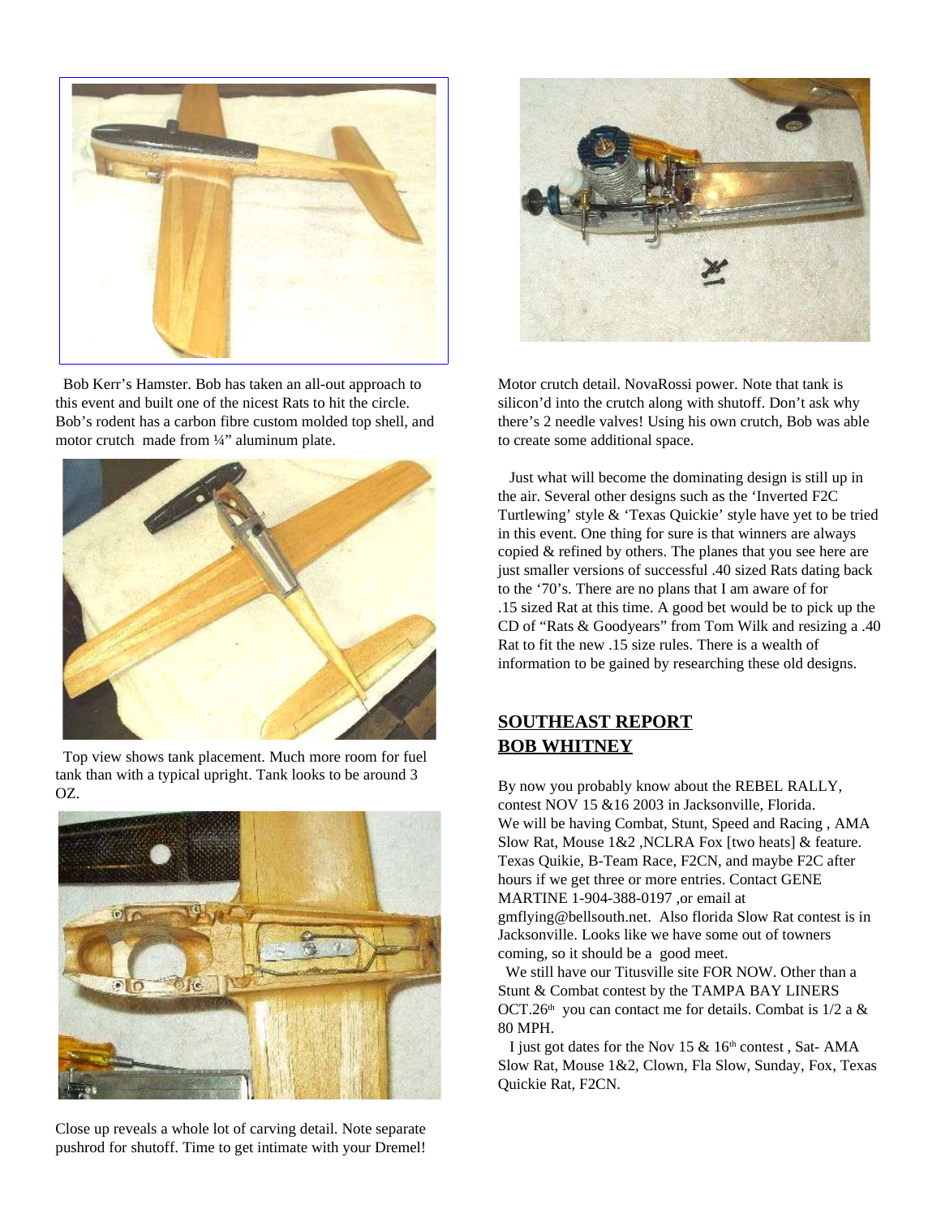Bob Kerr's Hamster. Bob has taken an all-out approach to this event and built one of the nicest Rats to hit the circle. Bob's rodent has a carbon fibre custom molded top shell, and motor crutch made from ¼" aluminum plate.

Top view shows tank placement. Much more room for fuel tank than with a typical upright. Tank looks to be around 3 OZ.

Close up reveals a whole lot of carving detail. Note separate pushrod for shutoff. Time to get intimate with your Dremel!

Motor crutch detail. NovaRossi power. Note that tank is silicon'd into the crutch along with shutoff. Don't ask why there's 2 needle valves! Using his own crutch, Bob was able to create some additional space.

Just what will become the dominating design is still up in the air. Several other designs such as the 'Inverted F2C Turtlewing' style & 'Texas Quickie' style have yet to be tried in this event. One thing for sure is that winners are always copied & refined by others. The planes that you see here are just smaller versions of successful .40 sized Rats dating back to the '70's. There are no plans that I am aware of for .15 sized Rat at this time. A good bet would be to pick up the CD of "Rats & Goodyears" from Tom Wilk and resizing a .40 Rat to fit the new .15 size rules. There is a wealth of information to be gained by researching these old designs.

## SOUTHEAST REPORT
## BOB WHITNEY

By now you probably know about the REBEL RALLY, contest NOV 15 &16 2003 in Jacksonville, Florida. We will be having Combat, Stunt, Speed and Racing , AMA Slow Rat, Mouse 1&2 ,NCLRA Fox [two heats] & feature. Texas Quikie, B-Team Race, F2CN, and maybe F2C after hours if we get three or more entries. Contact GENE MARTINE 1-904-388-0197 ,or email at gmflying@bellsouth.net. Also florida Slow Rat contest is in Jacksonville. Looks like we have some out of towners coming, so it should be a good meet.

We still have our Titusville site FOR NOW. Other than a Stunt & Combat contest by the TAMPA BAY LINERS OCT.26th you can contact me for details. Combat is 1/2 a & 80 MPH.

I just got dates for the Nov 15 & 16th contest , Sat- AMA Slow Rat, Mouse 1&2, Clown, Fla Slow, Sunday, Fox, Texas Quickie Rat, F2CN.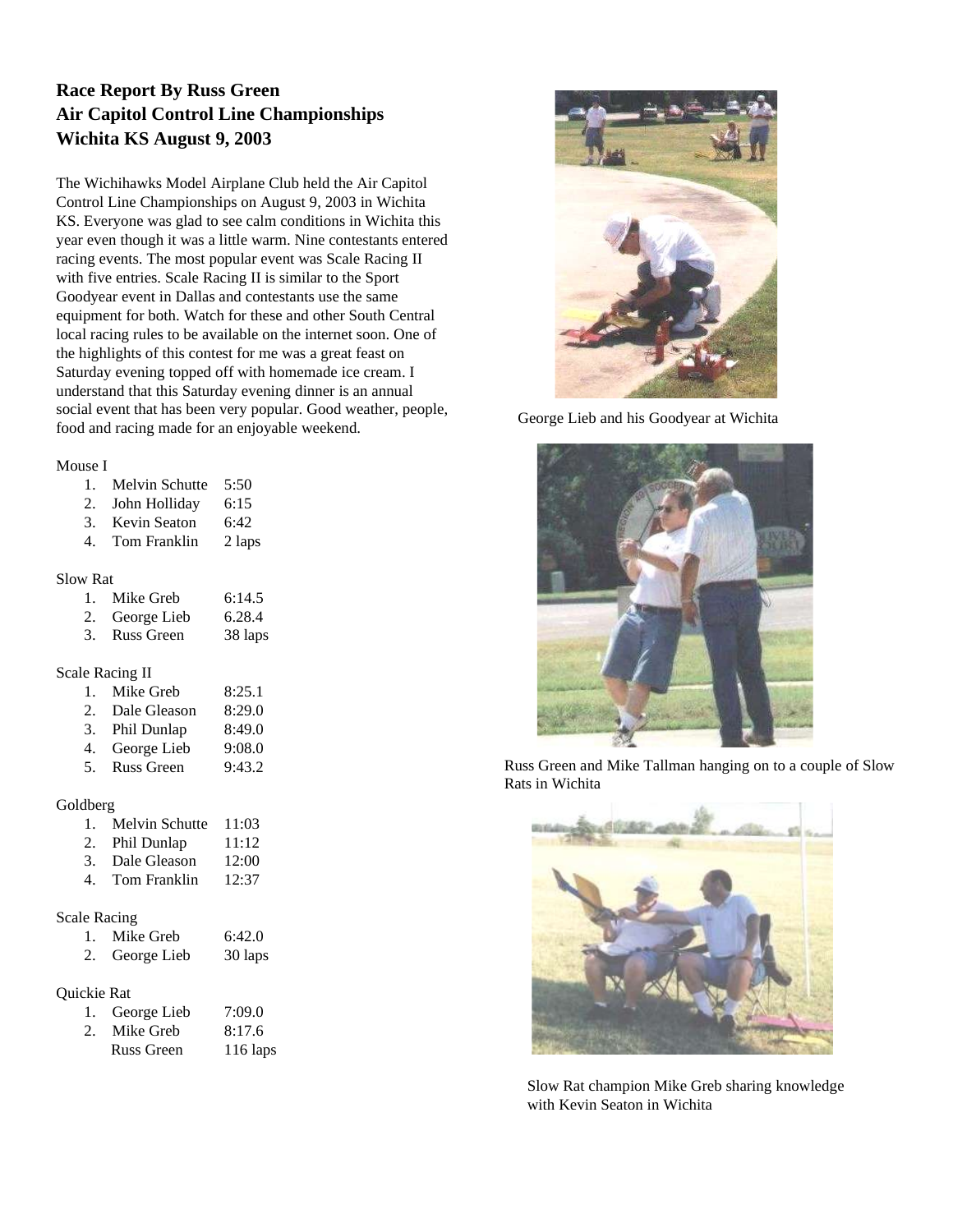**Race Report By Russ Green**
**Air Capitol Control Line Championships**
**Wichita KS August 9, 2003**

The Wichihawks Model Airplane Club held the Air Capitol Control Line Championships on August 9, 2003 in Wichita KS. Everyone was glad to see calm conditions in Wichita this year even though it was a little warm. Nine contestants entered racing events. The most popular event was Scale Racing II with five entries. Scale Racing II is similar to the Sport Goodyear event in Dallas and contestants use the same equipment for both. Watch for these and other South Central local racing rules to be available on the internet soon. One of the highlights of this contest for me was a great feast on Saturday evening topped off with homemade ice cream. I understand that this Saturday evening dinner is an annual social event that has been very popular. Good weather, people, food and racing made for an enjoyable weekend.

Mouse I

1. Melvin Schutte 5:50
2. John Holliday 6:15
3. Kevin Seaton 6:42
4. Tom Franklin 2 laps

Slow Rat

1. Mike Greb 6:14.5
2. George Lieb 6.28.4
3. Russ Green 38 laps

Scale Racing II

1. Mike Greb 8:25.1
2. Dale Gleason 8:29.0
3. Phil Dunlap 8:49.0
4. George Lieb 9:08.0
5. Russ Green 9:43.2

Goldberg

1. Melvin Schutte 11:03
2. Phil Dunlap 11:12
3. Dale Gleason 12:00
4. Tom Franklin 12:37

Scale Racing

1. Mike Greb 6:42.0
2. George Lieb 30 laps

Quickie Rat

1. George Lieb 7:09.0
2. Mike Greb 8:17.6

Russ Green 116 laps

George Lieb and his Goodyear at Wichita

Russ Green and Mike Tallman hanging on to a couple of Slow Rats in Wichita

Slow Rat champion Mike Greb sharing knowledge with Kevin Seaton in Wichita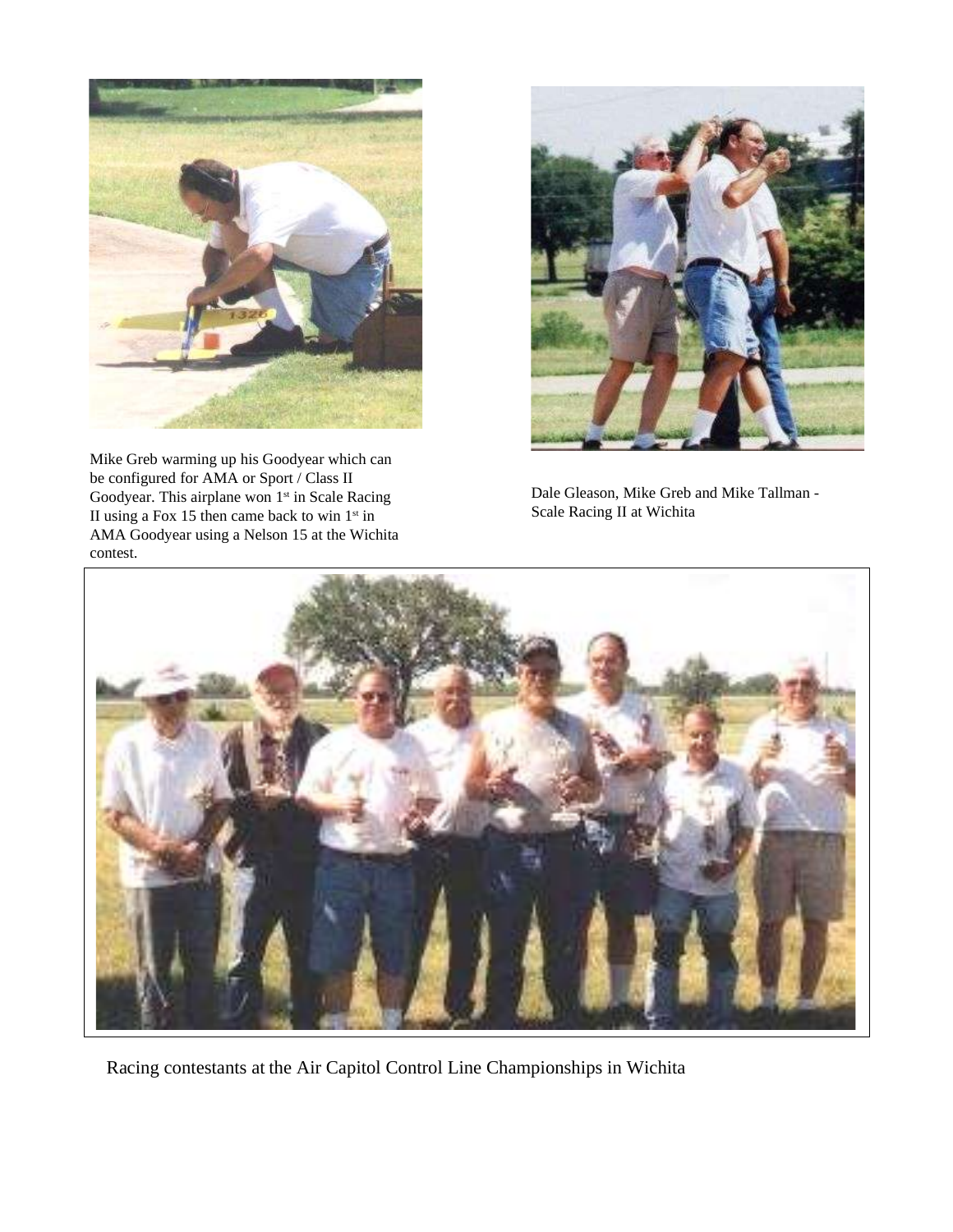Mike Greb warming up his Goodyear which can be configured for AMA or Sport / Class II Goodyear. This airplane won 1st in Scale Racing II using a Fox 15 then came back to win 1st in AMA Goodyear using a Nelson 15 at the Wichita contest.

Dale Gleason, Mike Greb and Mike Tallman - Scale Racing II at Wichita

Racing contestants at the Air Capitol Control Line Championships in Wichita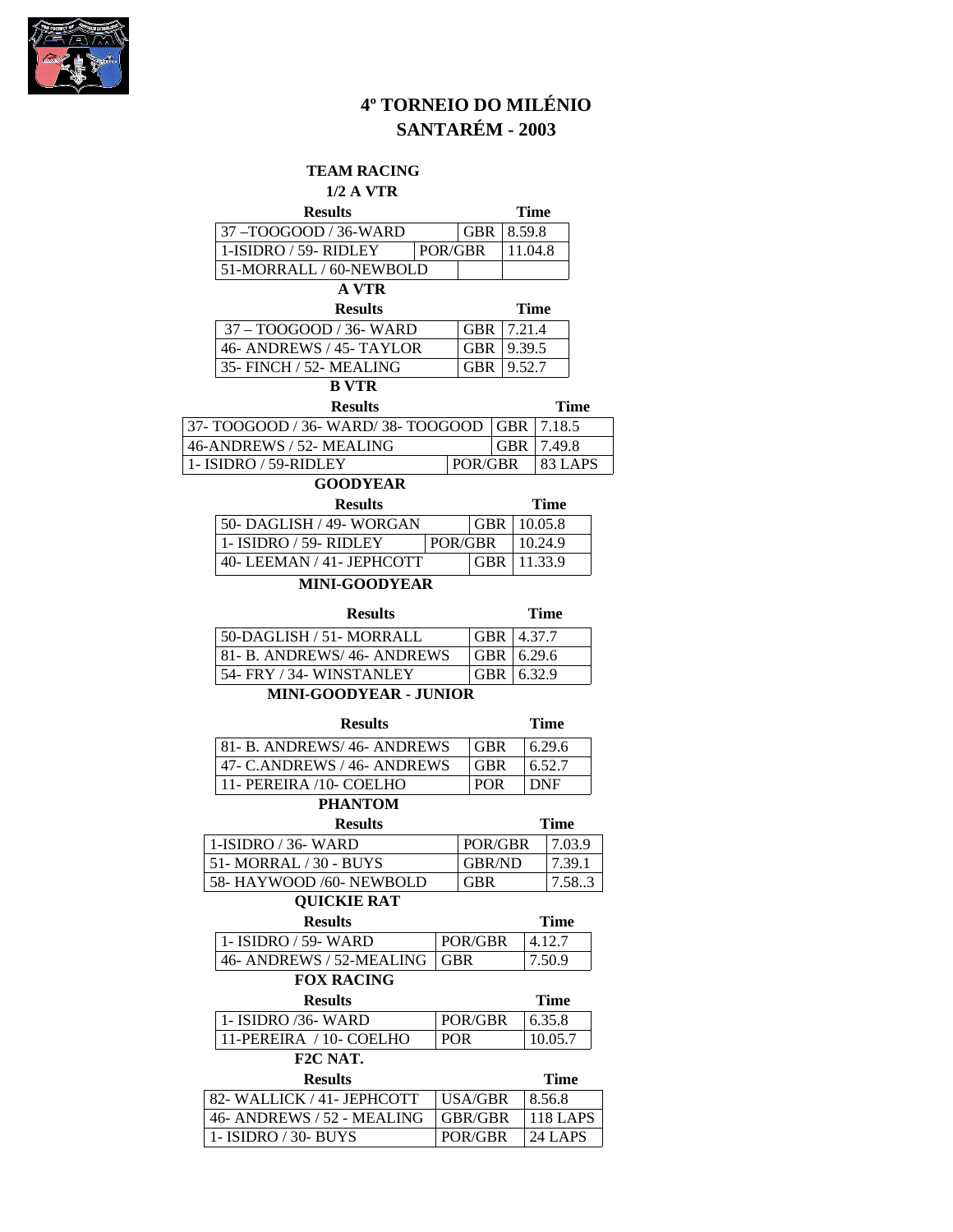# 4º TORNEIO DO MILÉNIO
# SANTARÉM - 2003

## TEAM RACING

### 1/2 A VTR

| Results | | Time |
|---|---|---|
| 37 –TOOGOOD / 36-WARD | GBR | 8.59.8 |
| 1-ISIDRO / 59- RIDLEY | POR/GBR | 11.04.8 |
| 51-MORRALL / 60-NEWBOLD | | |

### A VTR

| Results | | Time |
|---|---|---|
| 37 – TOOGOOD / 36- WARD | GBR | 7.21.4 |
| 46- ANDREWS / 45- TAYLOR | GBR | 9.39.5 |
| 35- FINCH / 52- MEALING | GBR | 9.52.7 |

### B VTR

| Results | | Time |
|---|---|---|
| 37- TOOGOOD / 36- WARD/ 38- TOOGOOD | GBR | 7.18.5 |
| 46-ANDREWS / 52- MEALING | GBR | 7.49.8 |
| 1- ISIDRO / 59-RIDLEY | POR/GBR | 83 LAPS |

### GOODYEAR

| Results | | Time |
|---|---|---|
| 50- DAGLISH / 49- WORGAN | GBR | 10.05.8 |
| 1- ISIDRO / 59- RIDLEY | POR/GBR | 10.24.9 |
| 40- LEEMAN / 41- JEPHCOTT | GBR | 11.33.9 |

### MINI-GOODYEAR

| Results | | Time |
|---|---|---|
| 50-DAGLISH / 51- MORRALL | GBR | 4.37.7 |
| 81- B. ANDREWS/ 46- ANDREWS | GBR | 6.29.6 |
| 54- FRY / 34- WINSTANLEY | GBR | 6.32.9 |

### MINI-GOODYEAR - JUNIOR

| Results | | Time |
|---|---|---|
| 81- B. ANDREWS/ 46- ANDREWS | GBR | 6.29.6 |
| 47- C.ANDREWS / 46- ANDREWS | GBR | 6.52.7 |
| 11- PEREIRA /10- COELHO | POR | DNF |

### PHANTOM

| Results | | Time |
|---|---|---|
| 1-ISIDRO / 36- WARD | POR/GBR | 7.03.9 |
| 51- MORRAL / 30 - BUYS | GBR/ND | 7.39.1 |
| 58- HAYWOOD /60- NEWBOLD | GBR | 7.58..3 |

### QUICKIE RAT

| Results | | Time |
|---|---|---|
| 1- ISIDRO / 59- WARD | POR/GBR | 4.12.7 |
| 46- ANDREWS / 52-MEALING | GBR | 7.50.9 |

### FOX RACING

| Results | | Time |
|---|---|---|
| 1- ISIDRO /36- WARD | POR/GBR | 6.35.8 |
| 11-PEREIRA / 10- COELHO | POR | 10.05.7 |

### F2C NAT.

| Results | | Time |
|---|---|---|
| 82- WALLICK / 41- JEPHCOTT | USA/GBR | 8.56.8 |
| 46- ANDREWS / 52 - MEALING | GBR/GBR | 118 LAPS |
| 1- ISIDRO / 30- BUYS | POR/GBR | 24 LAPS |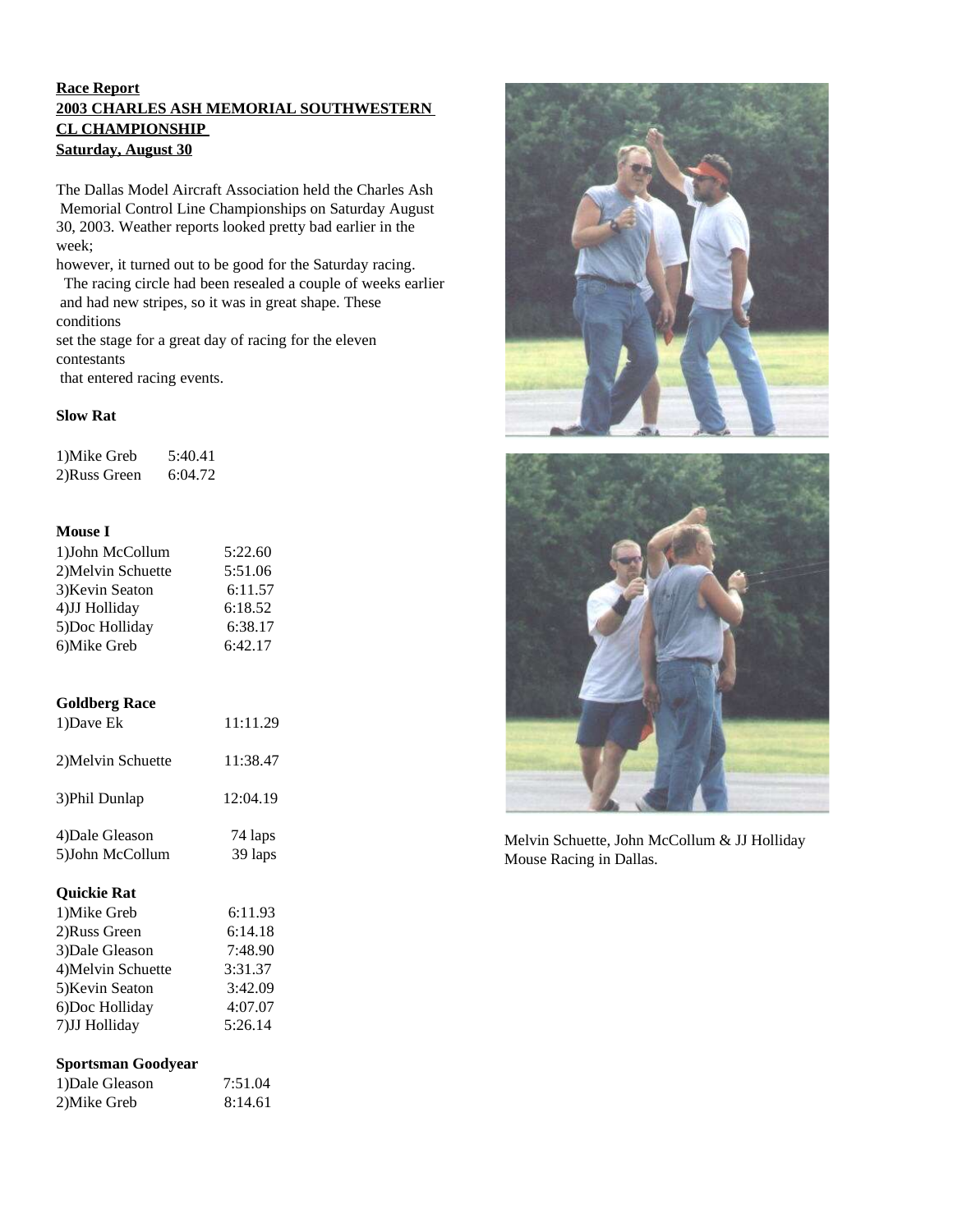**Race Report**
**2003 CHARLES ASH MEMORIAL SOUTHWESTERN CL CHAMPIONSHIP**
**Saturday, August 30**

The Dallas Model Aircraft Association held the Charles Ash Memorial Control Line Championships on Saturday August 30, 2003. Weather reports looked pretty bad earlier in the week; however, it turned out to be good for the Saturday racing. The racing circle had been resealed a couple of weeks earlier and had new stripes, so it was in great shape. These conditions set the stage for a great day of racing for the eleven contestants that entered racing events.

**Slow Rat**

| | |
|---|---|
| 1)Mike Greb | 5:40.41 |
| 2)Russ Green | 6:04.72 |

**Mouse I**

| | |
|---|---|
| 1)John McCollum | 5:22.60 |
| 2)Melvin Schuette | 5:51.06 |
| 3)Kevin Seaton | 6:11.57 |
| 4)JJ Holliday | 6:18.52 |
| 5)Doc Holliday | 6:38.17 |
| 6)Mike Greb | 6:42.17 |

**Goldberg Race**

| | |
|---|---|
| 1)Dave Ek | 11:11.29 |
| 2)Melvin Schuette | 11:38.47 |
| 3)Phil Dunlap | 12:04.19 |
| 4)Dale Gleason | 74 laps |
| 5)John McCollum | 39 laps |

**Quickie Rat**

| | |
|---|---|
| 1)Mike Greb | 6:11.93 |
| 2)Russ Green | 6:14.18 |
| 3)Dale Gleason | 7:48.90 |
| 4)Melvin Schuette | 3:31.37 |
| 5)Kevin Seaton | 3:42.09 |
| 6)Doc Holliday | 4:07.07 |
| 7)JJ Holliday | 5:26.14 |

**Sportsman Goodyear**

| | |
|---|---|
| 1)Dale Gleason | 7:51.04 |
| 2)Mike Greb | 8:14.61 |

Melvin Schuette, John McCollum & JJ Holliday Mouse Racing in Dallas.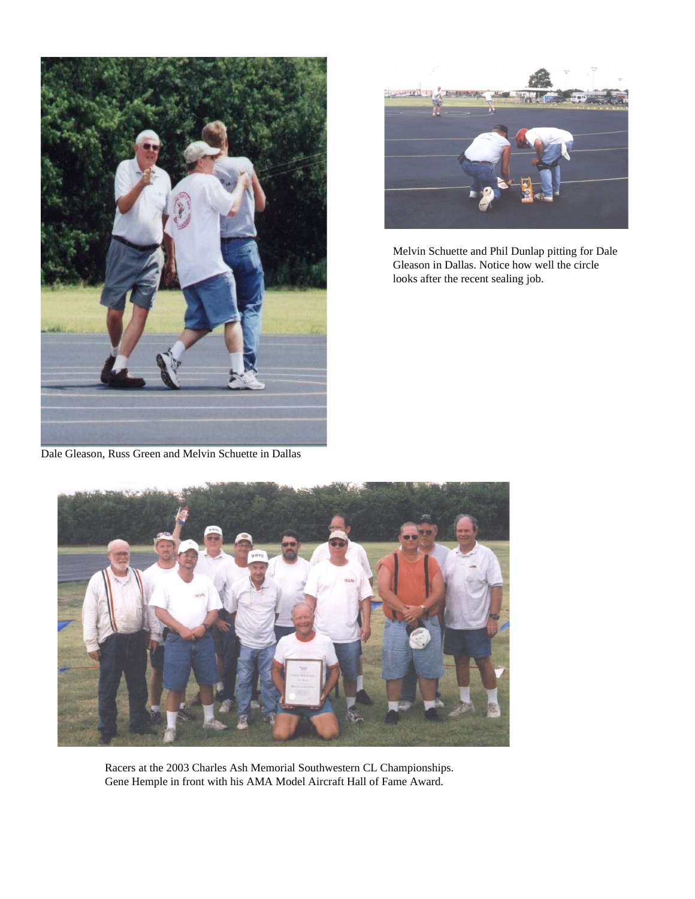Dale Gleason, Russ Green and Melvin Schuette in Dallas

Melvin Schuette and Phil Dunlap pitting for Dale Gleason in Dallas. Notice how well the circle looks after the recent sealing job.

Racers at the 2003 Charles Ash Memorial Southwestern CL Championships. Gene Hemple in front with his AMA Model Aircraft Hall of Fame Award.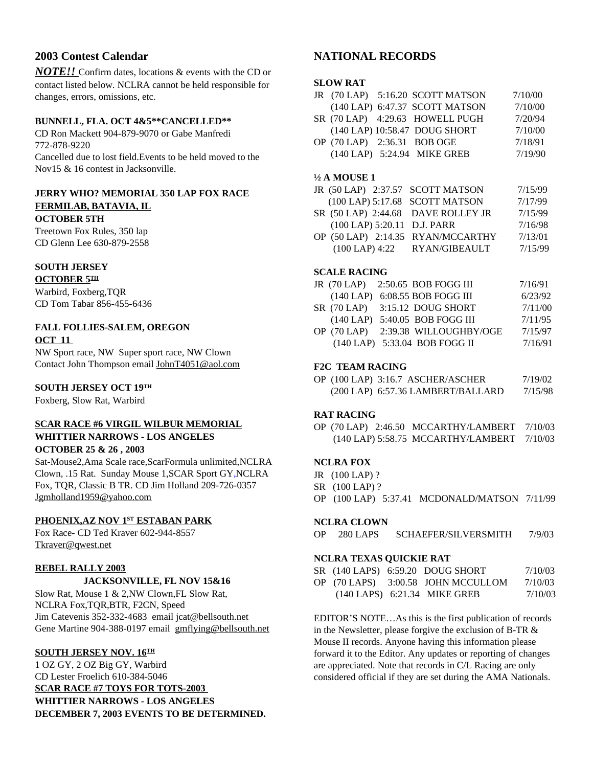## 2003 Contest Calendar

***NOTE!!*** Confirm dates, locations & events with the CD or contact listed below. NCLRA cannot be held responsible for changes, errors, omissions, etc.

**BUNNELL, FLA. OCT 4&5\*\*CANCELLED\*\***
CD Ron Mackett 904-879-9070 or Gabe Manfredi 772-878-9220
Cancelled due to lost field.Events to be held moved to the Nov15 & 16 contest in Jacksonville.

**JERRY WHO? MEMORIAL 350 LAP FOX RACE**
**FERMILAB, BATAVIA, IL**
**OCTOBER 5TH**
Treetown Fox Rules, 350 lap
CD Glenn Lee 630-879-2558

**SOUTH JERSEY**
**OCTOBER 5TH**
Warbird, Foxberg,TQR
CD Tom Tabar 856-455-6436

**FALL FOLLIES-SALEM, OREGON**
**OCT 11**
NW Sport race, NW Super sport race, NW Clown
Contact John Thompson email JohnT4051@aol.com

**SOUTH JERSEY OCT 19TH**
Foxberg, Slow Rat, Warbird

**SCAR RACE #6 VIRGIL WILBUR MEMORIAL**
**WHITTIER NARROWS - LOS ANGELES**
**OCTOBER 25 & 26 , 2003**
Sat-Mouse2,Ama Scale race,ScarFormula unlimited,NCLRA Clown, .15 Rat. Sunday Mouse 1,SCAR Sport GY,NCLRA Fox, TQR, Classic B TR. CD Jim Holland 209-726-0357 Jgmholland1959@yahoo.com

**PHOENIX,AZ NOV 1ST ESTABAN PARK**
Fox Race- CD Ted Kraver 602-944-8557
Tkraver@qwest.net

**REBEL RALLY 2003**
**JACKSONVILLE, FL NOV 15&16**
Slow Rat, Mouse 1 & 2,NW Clown,FL Slow Rat, NCLRA Fox,TQR,BTR, F2CN, Speed
Jim Catevenis 352-332-4683 email jcat@bellsouth.net
Gene Martine 904-388-0197 email gmflying@bellsouth.net

**SOUTH JERSEY NOV. 16TH**
1 OZ GY, 2 OZ Big GY, Warbird
CD Lester Froelich 610-384-5046
**SCAR RACE #7 TOYS FOR TOTS-2003**
**WHITTIER NARROWS - LOS ANGELES**
**DECEMBER 7, 2003 EVENTS TO BE DETERMINED.**

## NATIONAL RECORDS

**SLOW RAT**

| | | | | |
|---|---|---|---|---|
| JR | (70 LAP) | 5:16.20 | SCOTT MATSON | 7/10/00 |
| | (140 LAP) | 6:47.37 | SCOTT MATSON | 7/10/00 |
| SR | (70 LAP) | 4:29.63 | HOWELL PUGH | 7/20/94 |
| | (140 LAP) | 10:58.47 | DOUG SHORT | 7/10/00 |
| OP | (70 LAP) | 2:36.31 | BOB OGE | 7/18/91 |
| | (140 LAP) | 5:24.94 | MIKE GREB | 7/19/90 |

**½ A MOUSE 1**

| | | | | |
|---|---|---|---|---|
| JR | (50 LAP) | 2:37.57 | SCOTT MATSON | 7/15/99 |
| | (100 LAP) | 5:17.68 | SCOTT MATSON | 7/17/99 |
| SR | (50 LAP) | 2:44.68 | DAVE ROLLEY JR | 7/15/99 |
| | (100 LAP) | 5:20.11 | D.J. PARR | 7/16/98 |
| OP | (50 LAP) | 2:14.35 | RYAN/MCCARTHY | 7/13/01 |
| | (100 LAP) | 4:22 | RYAN/GIBEAULT | 7/15/99 |

**SCALE RACING**

| | | | | |
|---|---|---|---|---|
| JR | (70 LAP) | 2:50.65 | BOB FOGG III | 7/16/91 |
| | (140 LAP) | 6:08.55 | BOB FOGG III | 6/23/92 |
| SR | (70 LAP) | 3:15.12 | DOUG SHORT | 7/11/00 |
| | (140 LAP) | 5:40.05 | BOB FOGG III | 7/11/95 |
| OP | (70 LAP) | 2:39.38 | WILLOUGHBY/OGE | 7/15/97 |
| | (140 LAP) | 5:33.04 | BOB FOGG II | 7/16/91 |

**F2C TEAM RACING**

| | | | | |
|---|---|---|---|---|
| OP | (100 LAP) | 3:16.7 | ASCHER/ASCHER | 7/19/02 |
| | (200 LAP) | 6:57.36 | LAMBERT/BALLARD | 7/15/98 |

**RAT RACING**

| | | | | |
|---|---|---|---|---|
| OP | (70 LAP) | 2:46.50 | MCCARTHY/LAMBERT | 7/10/03 |
| | (140 LAP) | 5:58.75 | MCCARTHY/LAMBERT | 7/10/03 |

**NCLRA FOX**

| | | | | |
|---|---|---|---|---|
| JR | (100 LAP) ? | | | |
| SR | (100 LAP) ? | | | |
| OP | (100 LAP) | 5:37.41 | MCDONALD/MATSON | 7/11/99 |

**NCLRA CLOWN**

| | | | |
|---|---|---|---|
| OP | 280 LAPS | SCHAEFER/SILVERSMITH | 7/9/03 |

**NCLRA TEXAS QUICKIE RAT**

| | | | | |
|---|---|---|---|---|
| SR | (140 LAPS) | 6:59.20 | DOUG SHORT | 7/10/03 |
| OP | (70 LAPS) | 3:00.58 | JOHN MCCULLOM | 7/10/03 |
| | (140 LAPS) | 6:21.34 | MIKE GREB | 7/10/03 |

EDITOR'S NOTE…As this is the first publication of records in the Newsletter, please forgive the exclusion of B-TR & Mouse II records. Anyone having this information please forward it to the Editor. Any updates or reporting of changes are appreciated. Note that records in C/L Racing are only considered official if they are set during the AMA Nationals.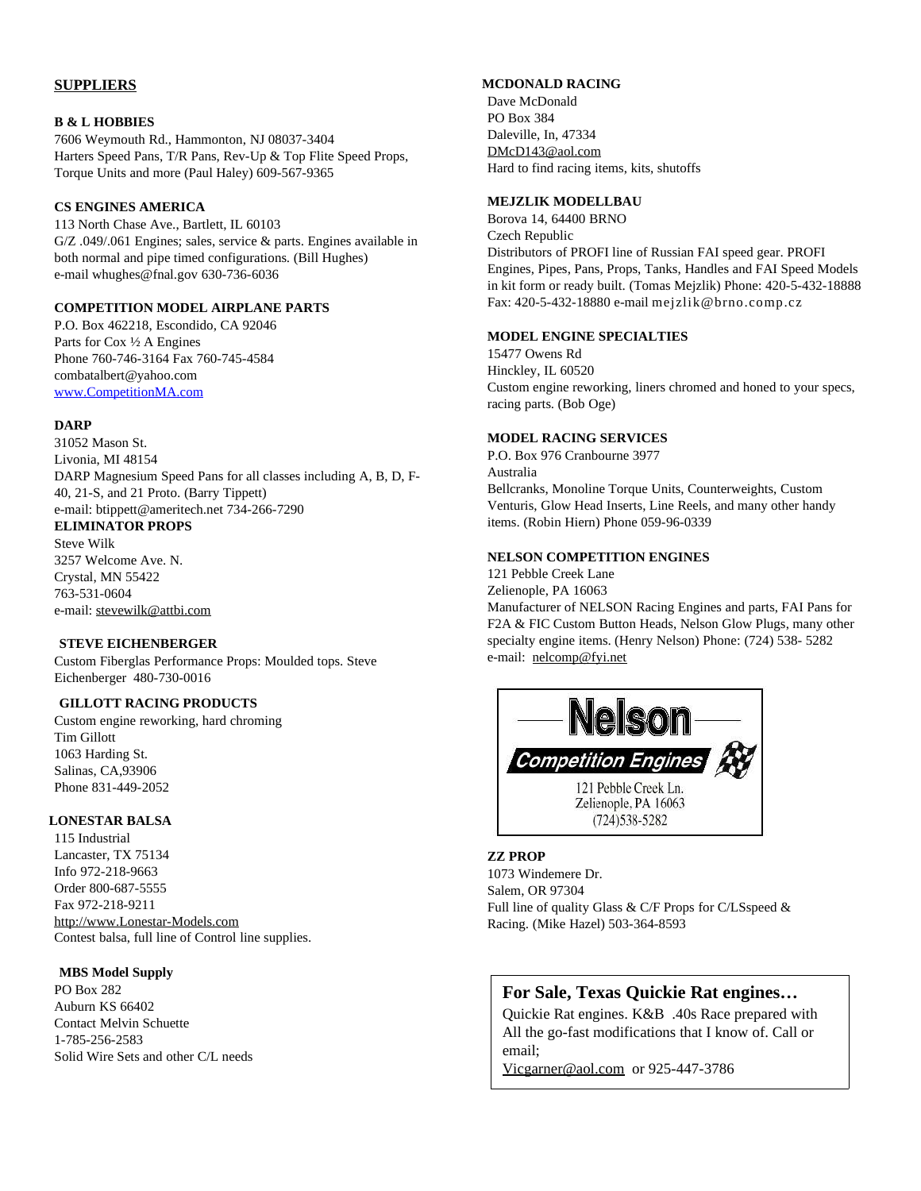## SUPPLIERS

**B & L HOBBIES**
7606 Weymouth Rd., Hammonton, NJ 08037-3404
Harters Speed Pans, T/R Pans, Rev-Up & Top Flite Speed Props, Torque Units and more (Paul Haley) 609-567-9365

**CS ENGINES AMERICA**
113 North Chase Ave., Bartlett, IL 60103
G/Z .049/.061 Engines; sales, service & parts. Engines available in both normal and pipe timed configurations. (Bill Hughes)
e-mail whughes@fnal.gov 630-736-6036

**COMPETITION MODEL AIRPLANE PARTS**
P.O. Box 462218, Escondido, CA 92046
Parts for Cox ½ A Engines
Phone 760-746-3164 Fax 760-745-4584
combatalbert@yahoo.com
www.CompetitionMA.com

**DARP**
31052 Mason St.
Livonia, MI 48154
DARP Magnesium Speed Pans for all classes including A, B, D, F-40, 21-S, and 21 Proto. (Barry Tippett)
e-mail: btippett@ameritech.net 734-266-7290

**ELIMINATOR PROPS**
Steve Wilk
3257 Welcome Ave. N.
Crystal, MN 55422
763-531-0604
e-mail: stevewilk@attbi.com

**STEVE EICHENBERGER**
Custom Fiberglas Performance Props: Moulded tops. Steve Eichenberger 480-730-0016

**GILLOTT RACING PRODUCTS**
Custom engine reworking, hard chroming
Tim Gillott
1063 Harding St.
Salinas, CA,93906
Phone 831-449-2052

**LONESTAR BALSA**
115 Industrial
Lancaster, TX 75134
Info 972-218-9663
Order 800-687-5555
Fax 972-218-9211
http://www.Lonestar-Models.com
Contest balsa, full line of Control line supplies.

**MBS Model Supply**
PO Box 282
Auburn KS 66402
Contact Melvin Schuette
1-785-256-2583
Solid Wire Sets and other C/L needs

**MCDONALD RACING**
Dave McDonald
PO Box 384
Daleville, In, 47334
DMcD143@aol.com
Hard to find racing items, kits, shutoffs

**MEJZLIK MODELLBAU**
Borova 14, 64400 BRNO
Czech Republic
Distributors of PROFI line of Russian FAI speed gear. PROFI Engines, Pipes, Pans, Props, Tanks, Handles and FAI Speed Models in kit form or ready built. (Tomas Mejzlik) Phone: 420-5-432-18888 Fax: 420-5-432-18880 e-mail mejzlik@brno.comp.cz

**MODEL ENGINE SPECIALTIES**
15477 Owens Rd
Hinckley, IL 60520
Custom engine reworking, liners chromed and honed to your specs, racing parts. (Bob Oge)

**MODEL RACING SERVICES**
P.O. Box 976 Cranbourne 3977
Australia
Bellcranks, Monoline Torque Units, Counterweights, Custom Venturis, Glow Head Inserts, Line Reels, and many other handy items. (Robin Hiern) Phone 059-96-0339

**NELSON COMPETITION ENGINES**
121 Pebble Creek Lane
Zelienople, PA 16063
Manufacturer of NELSON Racing Engines and parts, FAI Pans for F2A & FIC Custom Button Heads, Nelson Glow Plugs, many other specialty engine items. (Henry Nelson) Phone: (724) 538- 5282
e-mail: nelcomp@fyi.net

**Nelson**
*Competition Engines*
121 Pebble Creek Ln.
Zelienople, PA 16063
(724)538-5282

**ZZ PROP**
1073 Windemere Dr.
Salem, OR 97304
Full line of quality Glass & C/F Props for C/LSspeed & Racing. (Mike Hazel) 503-364-8593

### For Sale, Texas Quickie Rat engines…

Quickie Rat engines. K&B .40s Race prepared with All the go-fast modifications that I know of. Call or email;
Vicgarner@aol.com or 925-447-3786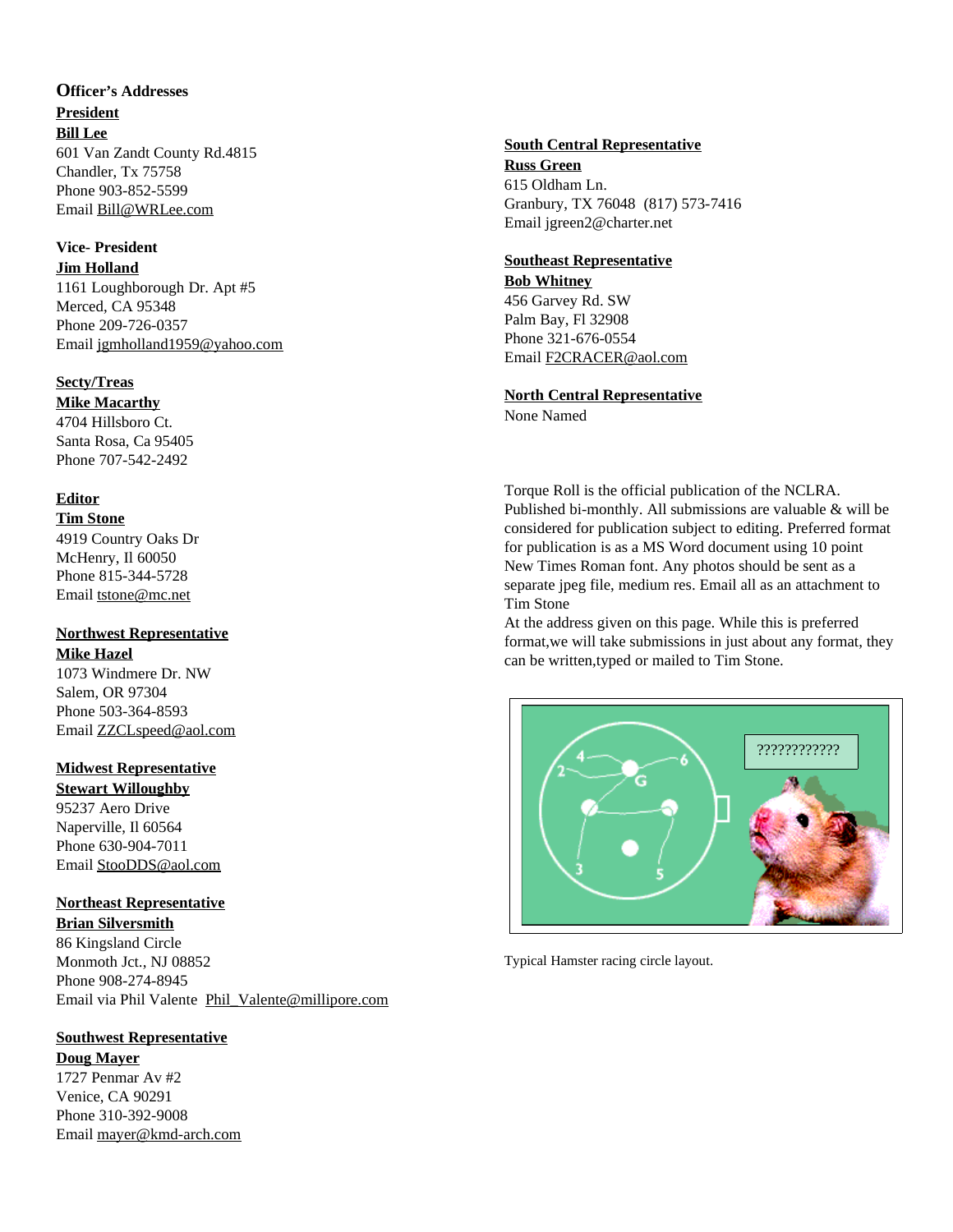**Officer's Addresses**

**President**

**Bill Lee**
601 Van Zandt County Rd.4815
Chandler, Tx 75758
Phone 903-852-5599
Email Bill@WRLee.com

**Vice- President**

**Jim Holland**
1161 Loughborough Dr. Apt #5
Merced, CA 95348
Phone 209-726-0357
Email jgmholland1959@yahoo.com

**Secty/Treas**

**Mike Macarthy**
4704 Hillsboro Ct.
Santa Rosa, Ca 95405
Phone 707-542-2492

**Editor**

**Tim Stone**
4919 Country Oaks Dr
McHenry, Il 60050
Phone 815-344-5728
Email tstone@mc.net

**Northwest Representative**

**Mike Hazel**
1073 Windmere Dr. NW
Salem, OR 97304
Phone 503-364-8593
Email ZZCLspeed@aol.com

**Midwest Representative**

**Stewart Willoughby**
95237 Aero Drive
Naperville, Il 60564
Phone 630-904-7011
Email StooDDS@aol.com

**Northeast Representative**

**Brian Silversmith**
86 Kingsland Circle
Monmoth Jct., NJ 08852
Phone 908-274-8945
Email via Phil Valente Phil_Valente@millipore.com

**Southwest Representative**

**Doug Mayer**
1727 Penmar Av #2
Venice, CA 90291
Phone 310-392-9008
Email mayer@kmd-arch.com

**South Central Representative**

**Russ Green**
615 Oldham Ln.
Granbury, TX 76048 (817) 573-7416
Email jgreen2@charter.net

**Southeast Representative**

**Bob Whitney**
456 Garvey Rd. SW
Palm Bay, Fl 32908
Phone 321-676-0554
Email F2CRACER@aol.com

**North Central Representative**

None Named

Torque Roll is the official publication of the NCLRA. Published bi-monthly. All submissions are valuable & will be considered for publication subject to editing. Preferred format for publication is as a MS Word document using 10 point New Times Roman font. Any photos should be sent as a separate jpeg file, medium res. Email all as an attachment to Tim Stone
At the address given on this page. While this is preferred format,we will take submissions in just about any format, they can be written,typed or mailed to Tim Stone.

????????????

4
2
6
G
3
5

Typical Hamster racing circle layout.